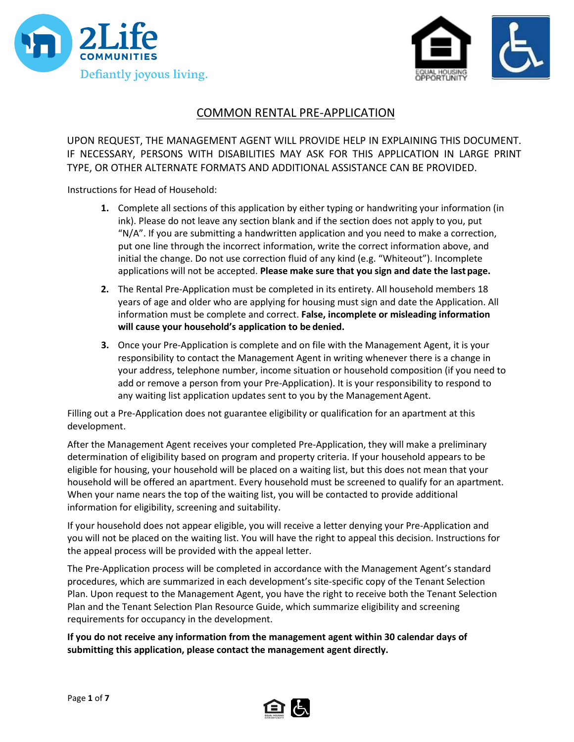# COMMON RENTAL PRE-APPLICATION

UPON REQUEST, THE MANAGEMENT AGENT WILL PROVIDE HELP IN EXPLAINING THIS DOCUMENT. IF NECESSARY, PERSONS WITH DISABILITIES MAY ASK FOR THIS APPLICATION IN LARGE PRINT TYPE, OR OTHER ALTERNATE FORMATS AND ADDITIONAL ASSISTANCE CAN BE PROVIDED.

Instructions for Head of Household:

1. Complete all sections of this application by either typing or handwriting your information (in ink). Please do not leave any section blank and if the section does not apply to you, put "N/A". If you are submitting a handwritten application and you need to make a correction, put one line through the incorrect information, write the correct information above, and initial the change. Do not use correction fluid of any kind (e.g. "Whiteout"). Incomplete applications will not be accepted. **Please make sure that you sign and date the last page.**
2. The Rental Pre-Application must be completed in its entirety. All household members 18 years of age and older who are applying for housing must sign and date the Application. All information must be complete and correct. **False, incomplete or misleading information will cause your household's application to be denied.**
3. Once your Pre-Application is complete and on file with the Management Agent, it is your responsibility to contact the Management Agent in writing whenever there is a change in your address, telephone number, income situation or household composition (if you need to add or remove a person from your Pre-Application). It is your responsibility to respond to any waiting list application updates sent to you by the Management Agent.

Filling out a Pre-Application does not guarantee eligibility or qualification for an apartment at this development.

After the Management Agent receives your completed Pre-Application, they will make a preliminary determination of eligibility based on program and property criteria. If your household appears to be eligible for housing, your household will be placed on a waiting list, but this does not mean that your household will be offered an apartment. Every household must be screened to qualify for an apartment. When your name nears the top of the waiting list, you will be contacted to provide additional information for eligibility, screening and suitability.

If your household does not appear eligible, you will receive a letter denying your Pre-Application and you will not be placed on the waiting list. You will have the right to appeal this decision. Instructions for the appeal process will be provided with the appeal letter.

The Pre-Application process will be completed in accordance with the Management Agent's standard procedures, which are summarized in each development's site-specific copy of the Tenant Selection Plan. Upon request to the Management Agent, you have the right to receive both the Tenant Selection Plan and the Tenant Selection Plan Resource Guide, which summarize eligibility and screening requirements for occupancy in the development.

**If you do not receive any information from the management agent within 30 calendar days of submitting this application, please contact the management agent directly.**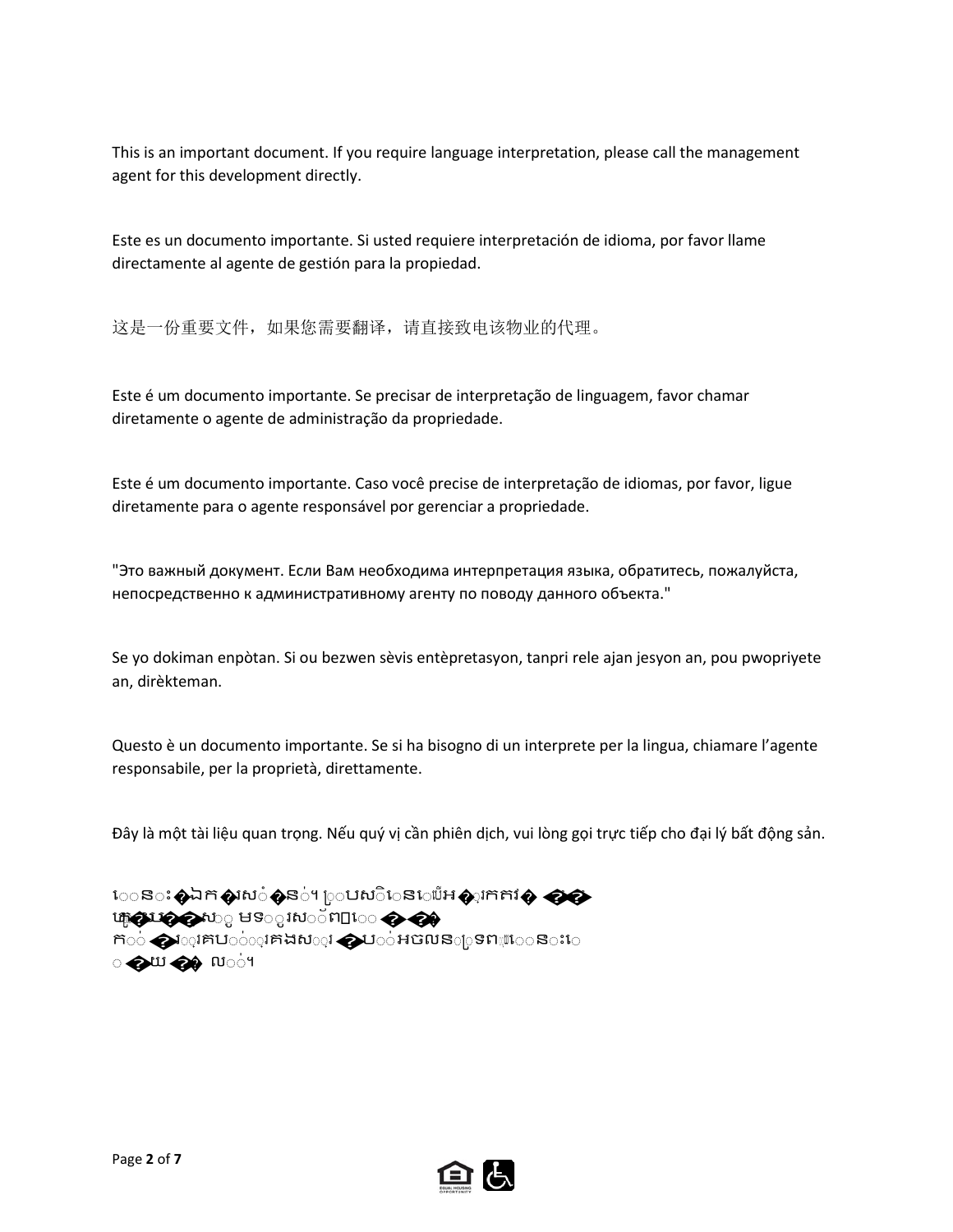This is an important document. If you require language interpretation, please call the management agent for this development directly.

Este es un documento importante. Si usted requiere interpretación de idioma, por favor llame directamente al agente de gestión para la propiedad.

这是一份重要文件，如果您需要翻译，请直接致电该物业的代理。

Este é um documento importante. Se precisar de interpretação de linguagem, favor chamar diretamente o agente de administração da propriedade.

Este é um documento importante. Caso você precise de interpretação de idiomas, por favor, ligue diretamente para o agente responsável por gerenciar a propriedade.

"Это важный документ. Если Вам необходима интерпретация языка, обратитесь, пожалуйста, непосредственно к административному агенту по поводу данного объекта."

Se yo dokiman enpòtan. Si ou bezwen sèvis entèpretasyon, tanpri rele ajan jesyon an, pou pwopriyete an, dirèkteman.

Questo è un documento importante. Se si ha bisogno di un interprete per la lingua, chiamare l’agente responsabile, per la proprietà, direttamente.

Đây là một tài liệu quan trọng. Nếu quý vị cần phiên dịch, vui lòng gọi trực tiếp cho đại lý bất động sản.

េ ន ះ �ឯក �រស ំ �ន់។ ្របសិេនេបើអ �្រកតវ� �� 
ហ្�ប�� ស ូមទ ូរស ័ព េ � �� 
ក ់ �រ្គប ់ ្រគងស្ �ប ់អចលន្រទព្យេ ន ះេ 
� �យ �� ល ់។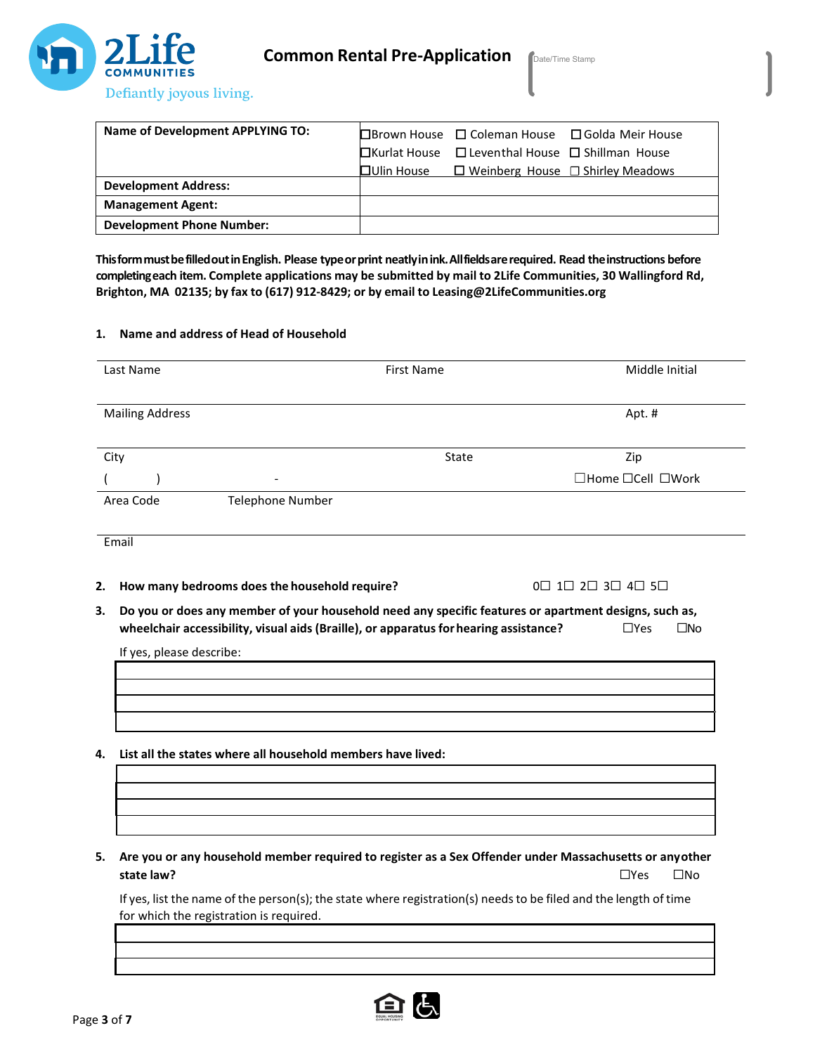2Life COMMUNITIES
Defiantly joyous living.

# Common Rental Pre-Application

Date/Time Stamp

| Name of Development APPLYING TO: | ☐Brown House ☐ Coleman House ☐ Golda Meir House<br>☐Kurlat House ☐ Leventhal House ☐ Shillman House<br>☐Ulin House ☐ Weinberg House ☐ Shirley Meadows |
|---|---|
| Development Address: | |
| Management Agent: | |
| Development Phone Number: | |

**This form must be filled out in English. Please type or print neatly in ink. All fields are required. Read the instructions before completing each item. Complete applications may be submitted by mail to 2Life Communities, 30 Wallingford Rd, Brighton, MA 02135; by fax to (617) 912-8429; or by email to Leasing@2LifeCommunities.org**

**1. Name and address of Head of Household**

Last Name　　　First Name　　　Middle Initial

Mailing Address　　　Apt. #

City　　　State　　　Zip

(　　　)　　　-　　　☐Home ☐Cell ☐Work

Area Code　　　Telephone Number

Email

**2. How many bedrooms does the household require?** 0☐ 1☐ 2☐ 3☐ 4☐ 5☐

**3. Do you or does any member of your household need any specific features or apartment designs, such as, wheelchair accessibility, visual aids (Braille), or apparatus for hearing assistance?** ☐Yes ☐No

If yes, please describe:

**4. List all the states where all household members have lived:**

**5. Are you or any household member required to register as a Sex Offender under Massachusetts or any other state law?** ☐Yes ☐No

If yes, list the name of the person(s); the state where registration(s) needs to be filed and the length of time for which the registration is required.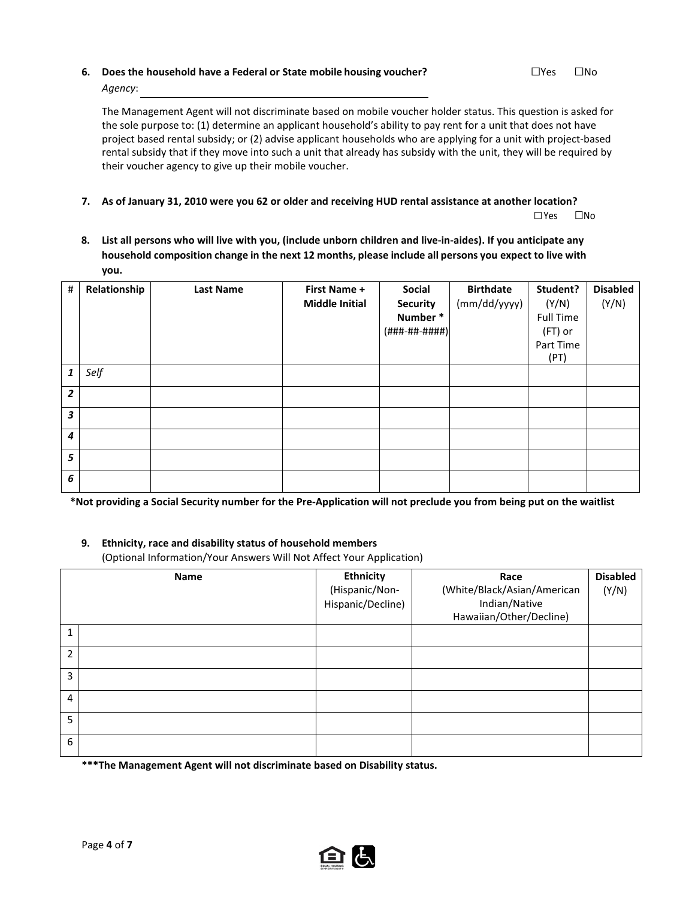**6. Does the household have a Federal or State mobile housing voucher?** ☐Yes ☐No

*Agency*: ______________________________

The Management Agent will not discriminate based on mobile voucher holder status. This question is asked for the sole purpose to: (1) determine an applicant household's ability to pay rent for a unit that does not have project based rental subsidy; or (2) advise applicant households who are applying for a unit with project-based rental subsidy that if they move into such a unit that already has subsidy with the unit, they will be required by their voucher agency to give up their mobile voucher.

**7. As of January 31, 2010 were you 62 or older and receiving HUD rental assistance at another location?**

☐Yes ☐No

**8. List all persons who will live with you, (include unborn children and live-in-aides). If you anticipate any household composition change in the next 12 months, please include all persons you expect to live with you.**

| # | Relationship | Last Name | First Name + Middle Initial | Social Security Number * (###-##-####) | Birthdate (mm/dd/yyyy) | Student? (Y/N) Full Time (FT) or Part Time (PT) | Disabled (Y/N) |
|---|---|---|---|---|---|---|---|
| *1* | *Self* | | | | | | |
| *2* | | | | | | | |
| *3* | | | | | | | |
| *4* | | | | | | | |
| *5* | | | | | | | |
| *6* | | | | | | | |

**\*Not providing a Social Security number for the Pre-Application will not preclude you from being put on the waitlist**

**9. Ethnicity, race and disability status of household members**

(Optional Information/Your Answers Will Not Affect Your Application)

| | Name | Ethnicity (Hispanic/Non-Hispanic/Decline) | Race (White/Black/Asian/American Indian/Native Hawaiian/Other/Decline) | Disabled (Y/N) |
|---|---|---|---|---|
| 1 | | | | |
| 2 | | | | |
| 3 | | | | |
| 4 | | | | |
| 5 | | | | |
| 6 | | | | |

**\*\*\*The Management Agent will not discriminate based on Disability status.**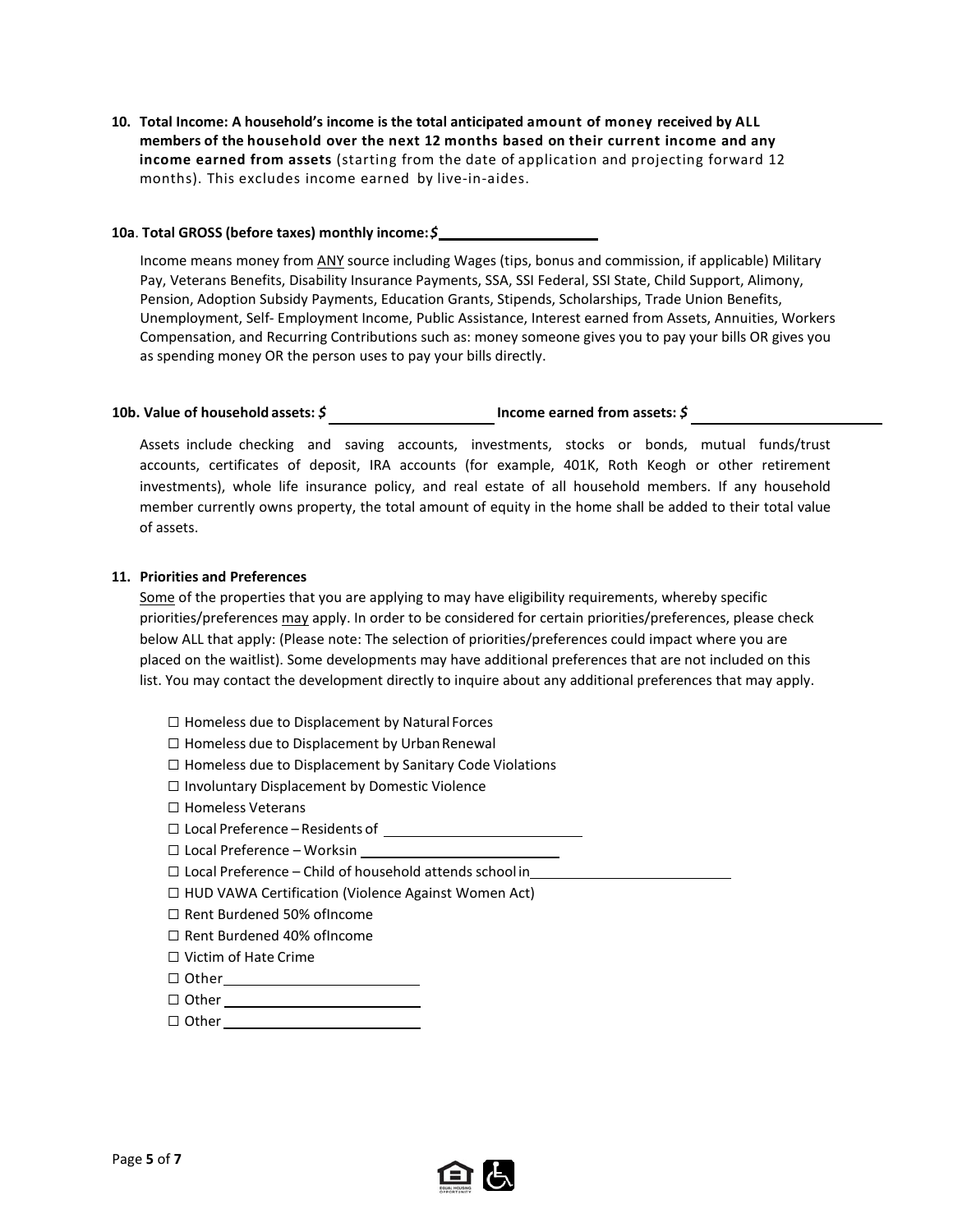**10. Total Income: A household's income is the total anticipated amount of money received by ALL members of the household over the next 12 months based on their current income and any income earned from assets** (starting from the date of application and projecting forward 12 months). This excludes income earned by live-in-aides.

**10a. Total GROSS (before taxes) monthly income:** ***$***\_\_\_\_\_\_\_\_\_\_\_\_\_\_\_\_\_\_\_\_

Income means money from ANY source including Wages (tips, bonus and commission, if applicable) Military Pay, Veterans Benefits, Disability Insurance Payments, SSA, SSI Federal, SSI State, Child Support, Alimony, Pension, Adoption Subsidy Payments, Education Grants, Stipends, Scholarships, Trade Union Benefits, Unemployment, Self- Employment Income, Public Assistance, Interest earned from Assets, Annuities, Workers Compensation, and Recurring Contributions such as: money someone gives you to pay your bills OR gives you as spending money OR the person uses to pay your bills directly.

**10b. Value of household assets:** ***$*** \_\_\_\_\_\_\_\_\_\_\_\_\_\_\_\_\_\_\_\_ **Income earned from assets:** ***$*** \_\_\_\_\_\_\_\_\_\_\_\_\_\_\_\_\_\_\_\_

Assets include checking and saving accounts, investments, stocks or bonds, mutual funds/trust accounts, certificates of deposit, IRA accounts (for example, 401K, Roth Keogh or other retirement investments), whole life insurance policy, and real estate of all household members. If any household member currently owns property, the total amount of equity in the home shall be added to their total value of assets.

**11. Priorities and Preferences**

Some of the properties that you are applying to may have eligibility requirements, whereby specific priorities/preferences may apply. In order to be considered for certain priorities/preferences, please check below ALL that apply: (Please note: The selection of priorities/preferences could impact where you are placed on the waitlist). Some developments may have additional preferences that are not included on this list. You may contact the development directly to inquire about any additional preferences that may apply.

☐ Homeless due to Displacement by Natural Forces
☐ Homeless due to Displacement by Urban Renewal
☐ Homeless due to Displacement by Sanitary Code Violations
☐ Involuntary Displacement by Domestic Violence
☐ Homeless Veterans
☐ Local Preference – Residents of \_\_\_\_\_\_\_\_\_\_\_\_\_\_\_\_\_\_\_\_
☐ Local Preference – Worksin \_\_\_\_\_\_\_\_\_\_\_\_\_\_\_\_\_\_\_\_
☐ Local Preference – Child of household attends school in\_\_\_\_\_\_\_\_\_\_\_\_\_\_\_\_\_\_\_\_
☐ HUD VAWA Certification (Violence Against Women Act)
☐ Rent Burdened 50% ofIncome
☐ Rent Burdened 40% ofIncome
☐ Victim of Hate Crime
☐ Other\_\_\_\_\_\_\_\_\_\_\_\_\_\_\_\_\_\_\_\_
☐ Other \_\_\_\_\_\_\_\_\_\_\_\_\_\_\_\_\_\_\_\_
☐ Other \_\_\_\_\_\_\_\_\_\_\_\_\_\_\_\_\_\_\_\_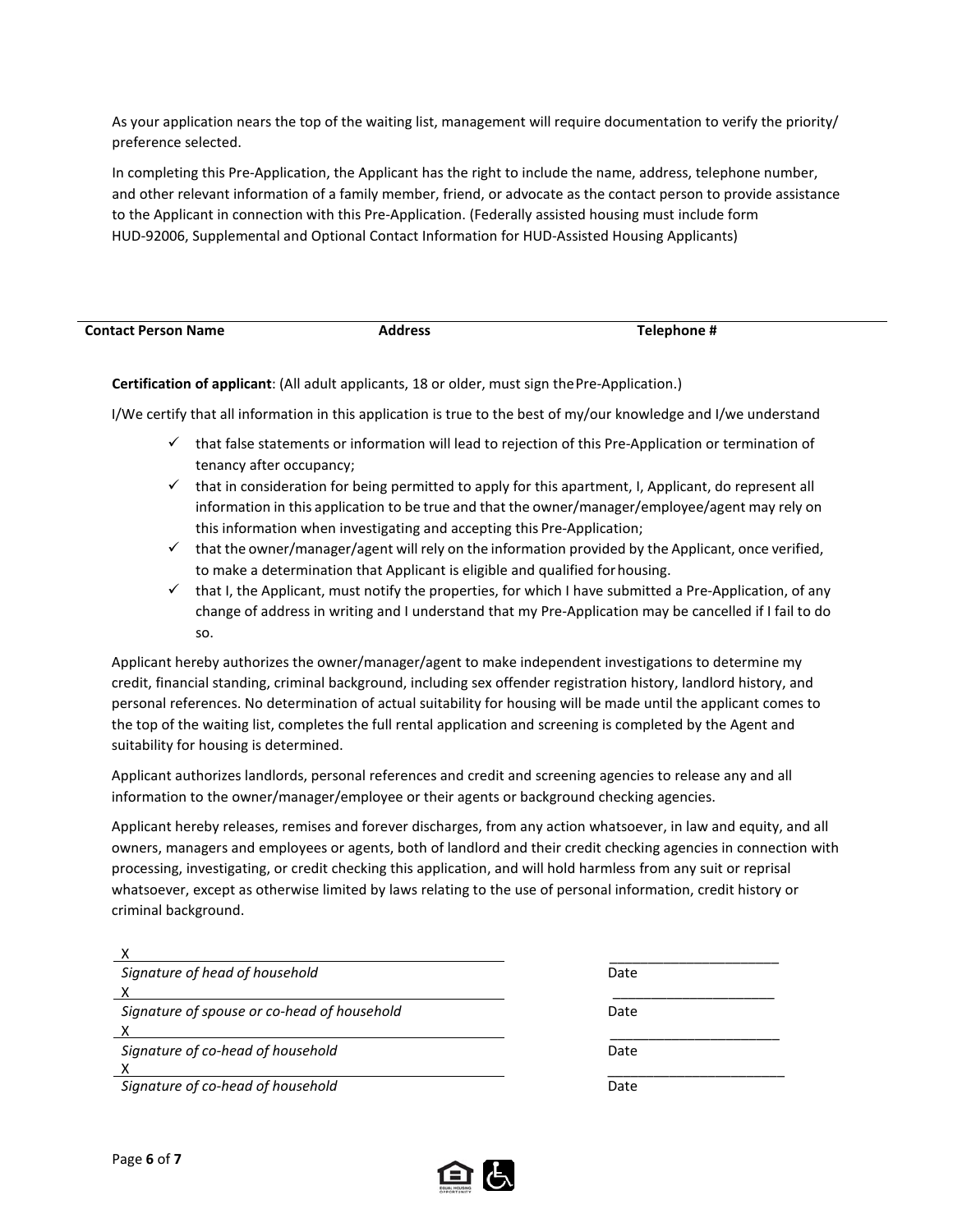As your application nears the top of the waiting list, management will require documentation to verify the priority/ preference selected.

In completing this Pre-Application, the Applicant has the right to include the name, address, telephone number, and other relevant information of a family member, friend, or advocate as the contact person to provide assistance to the Applicant in connection with this Pre-Application. (Federally assisted housing must include form HUD-92006, Supplemental and Optional Contact Information for HUD-Assisted Housing Applicants)

| Contact Person Name | Address | Telephone # |
| --- | --- | --- |
| | | |

**Certification of applicant**: (All adult applicants, 18 or older, must sign the Pre-Application.)

I/We certify that all information in this application is true to the best of my/our knowledge and I/we understand

- ✓ that false statements or information will lead to rejection of this Pre-Application or termination of tenancy after occupancy;
- ✓ that in consideration for being permitted to apply for this apartment, I, Applicant, do represent all information in this application to be true and that the owner/manager/employee/agent may rely on this information when investigating and accepting this Pre-Application;
- ✓ that the owner/manager/agent will rely on the information provided by the Applicant, once verified, to make a determination that Applicant is eligible and qualified for housing.
- ✓ that I, the Applicant, must notify the properties, for which I have submitted a Pre-Application, of any change of address in writing and I understand that my Pre-Application may be cancelled if I fail to do so.

Applicant hereby authorizes the owner/manager/agent to make independent investigations to determine my credit, financial standing, criminal background, including sex offender registration history, landlord history, and personal references. No determination of actual suitability for housing will be made until the applicant comes to the top of the waiting list, completes the full rental application and screening is completed by the Agent and suitability for housing is determined.

Applicant authorizes landlords, personal references and credit and screening agencies to release any and all information to the owner/manager/employee or their agents or background checking agencies.

Applicant hereby releases, remises and forever discharges, from any action whatsoever, in law and equity, and all owners, managers and employees or agents, both of landlord and their credit checking agencies in connection with processing, investigating, or credit checking this application, and will hold harmless from any suit or reprisal whatsoever, except as otherwise limited by laws relating to the use of personal information, credit history or criminal background.

X ______________________________ &nbsp;&nbsp;&nbsp; ______________________
*Signature of head of household* &nbsp;&nbsp;&nbsp; Date

X ______________________________ &nbsp;&nbsp;&nbsp; ______________________
*Signature of spouse or co-head of household* &nbsp;&nbsp;&nbsp; Date

X ______________________________ &nbsp;&nbsp;&nbsp; ______________________
*Signature of co-head of household* &nbsp;&nbsp;&nbsp; Date

X ______________________________ &nbsp;&nbsp;&nbsp; ______________________
*Signature of co-head of household* &nbsp;&nbsp;&nbsp; Date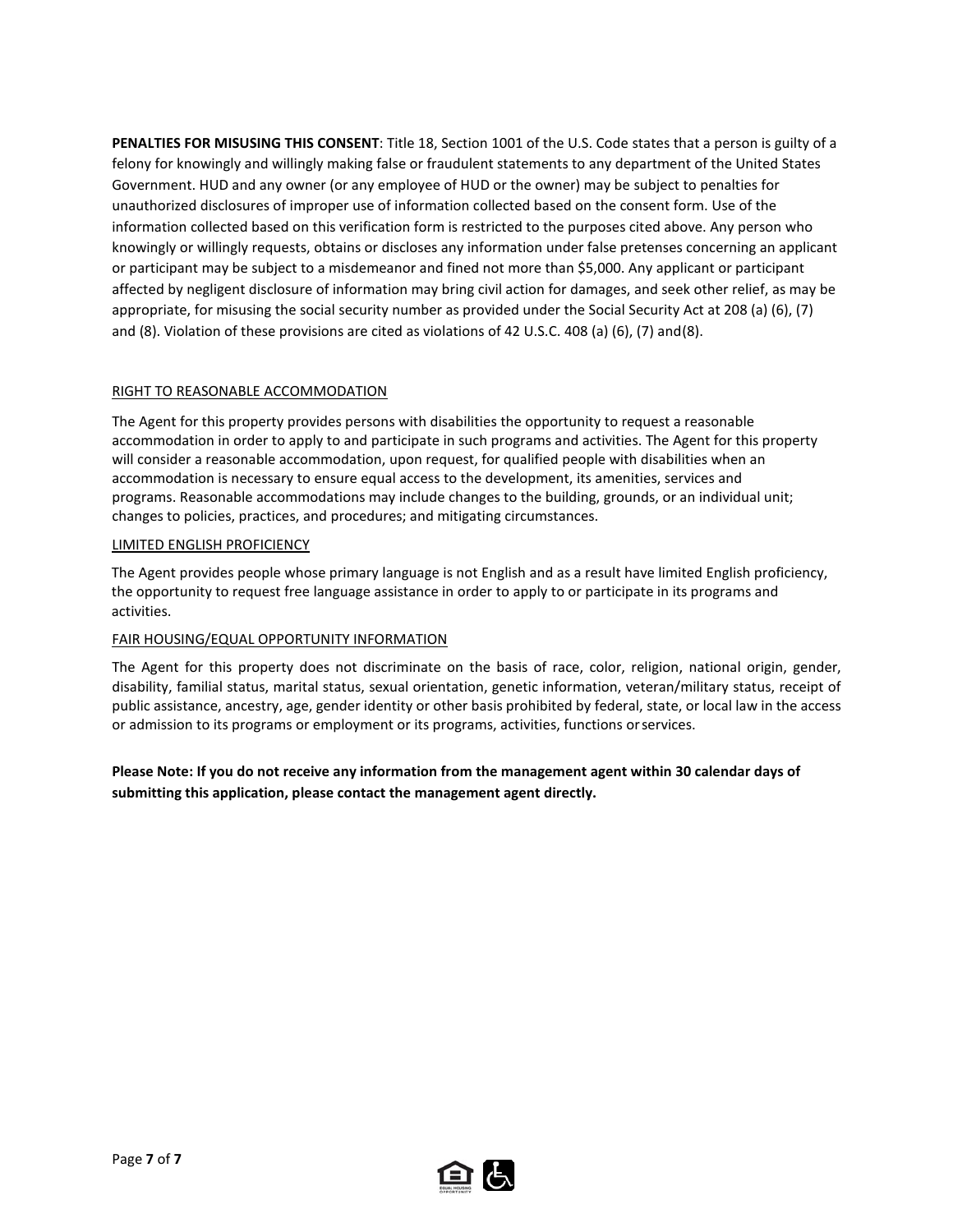**PENALTIES FOR MISUSING THIS CONSENT**: Title 18, Section 1001 of the U.S. Code states that a person is guilty of a felony for knowingly and willingly making false or fraudulent statements to any department of the United States Government. HUD and any owner (or any employee of HUD or the owner) may be subject to penalties for unauthorized disclosures of improper use of information collected based on the consent form. Use of the information collected based on this verification form is restricted to the purposes cited above. Any person who knowingly or willingly requests, obtains or discloses any information under false pretenses concerning an applicant or participant may be subject to a misdemeanor and fined not more than $5,000. Any applicant or participant affected by negligent disclosure of information may bring civil action for damages, and seek other relief, as may be appropriate, for misusing the social security number as provided under the Social Security Act at 208 (a) (6), (7) and (8). Violation of these provisions are cited as violations of 42 U.S.C. 408 (a) (6), (7) and(8).

RIGHT TO REASONABLE ACCOMMODATION

The Agent for this property provides persons with disabilities the opportunity to request a reasonable accommodation in order to apply to and participate in such programs and activities. The Agent for this property will consider a reasonable accommodation, upon request, for qualified people with disabilities when an accommodation is necessary to ensure equal access to the development, its amenities, services and programs. Reasonable accommodations may include changes to the building, grounds, or an individual unit; changes to policies, practices, and procedures; and mitigating circumstances.

LIMITED ENGLISH PROFICIENCY

The Agent provides people whose primary language is not English and as a result have limited English proficiency, the opportunity to request free language assistance in order to apply to or participate in its programs and activities.

FAIR HOUSING/EQUAL OPPORTUNITY INFORMATION

The Agent for this property does not discriminate on the basis of race, color, religion, national origin, gender, disability, familial status, marital status, sexual orientation, genetic information, veteran/military status, receipt of public assistance, ancestry, age, gender identity or other basis prohibited by federal, state, or local law in the access or admission to its programs or employment or its programs, activities, functions or services.

**Please Note: If you do not receive any information from the management agent within 30 calendar days of submitting this application, please contact the management agent directly.**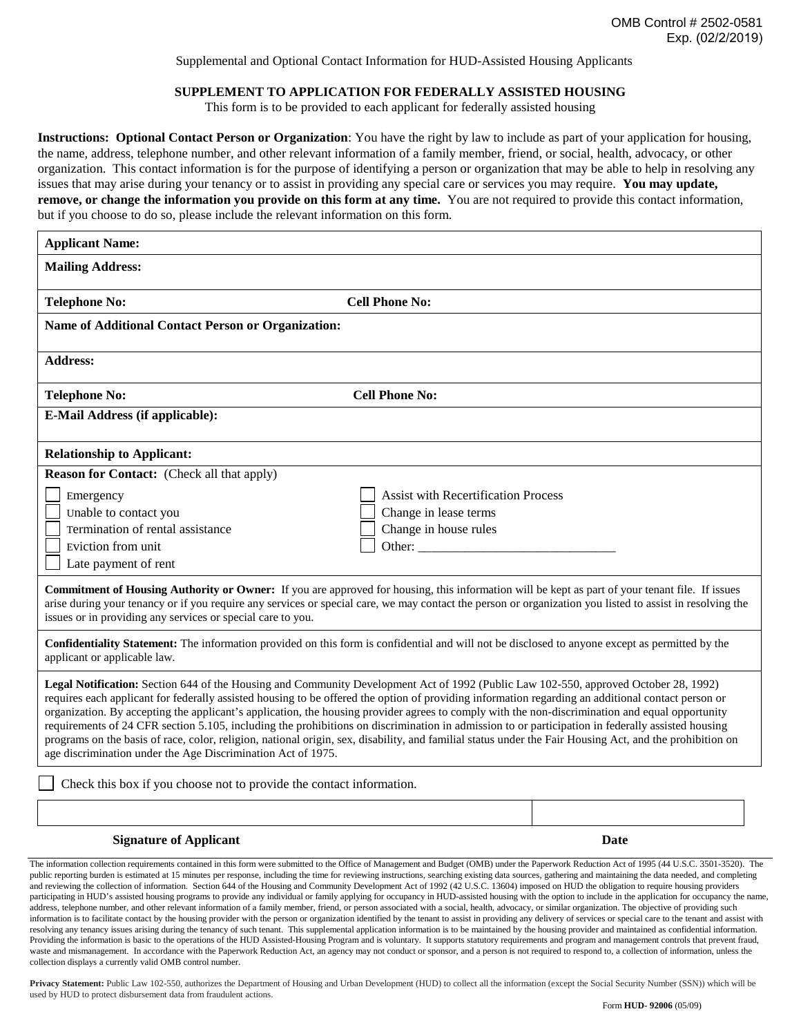OMB Control # 2502-0581
Exp. (02/2/2019)

Supplemental and Optional Contact Information for HUD-Assisted Housing Applicants

## SUPPLEMENT TO APPLICATION FOR FEDERALLY ASSISTED HOUSING

This form is to be provided to each applicant for federally assisted housing

**Instructions: Optional Contact Person or Organization**: You have the right by law to include as part of your application for housing, the name, address, telephone number, and other relevant information of a family member, friend, or social, health, advocacy, or other organization. This contact information is for the purpose of identifying a person or organization that may be able to help in resolving any issues that may arise during your tenancy or to assist in providing any special care or services you may require. **You may update, remove, or change the information you provide on this form at any time.** You are not required to provide this contact information, but if you choose to do so, please include the relevant information on this form.

**Applicant Name:**

**Mailing Address:**

**Telephone No:** **Cell Phone No:**

**Name of Additional Contact Person or Organization:**

**Address:**

**Telephone No:** **Cell Phone No:**

**E-Mail Address (if applicable):**

**Relationship to Applicant:**

**Reason for Contact:** (Check all that apply)

- ☐ Emergency
- ☐ Unable to contact you
- ☐ Termination of rental assistance
- ☐ Eviction from unit
- ☐ Late payment of rent
- ☐ Assist with Recertification Process
- ☐ Change in lease terms
- ☐ Change in house rules
- ☐ Other: ______________________________

**Commitment of Housing Authority or Owner:** If you are approved for housing, this information will be kept as part of your tenant file. If issues arise during your tenancy or if you require any services or special care, we may contact the person or organization you listed to assist in resolving the issues or in providing any services or special care to you.

**Confidentiality Statement:** The information provided on this form is confidential and will not be disclosed to anyone except as permitted by the applicant or applicable law.

**Legal Notification:** Section 644 of the Housing and Community Development Act of 1992 (Public Law 102-550, approved October 28, 1992) requires each applicant for federally assisted housing to be offered the option of providing information regarding an additional contact person or organization. By accepting the applicant's application, the housing provider agrees to comply with the non-discrimination and equal opportunity requirements of 24 CFR section 5.105, including the prohibitions on discrimination in admission to or participation in federally assisted housing programs on the basis of race, color, religion, national origin, sex, disability, and familial status under the Fair Housing Act, and the prohibition on age discrimination under the Age Discrimination Act of 1975.

☐ Check this box if you choose not to provide the contact information.

| | |
|---|---|
| | |
| **Signature of Applicant** | **Date** |

The information collection requirements contained in this form were submitted to the Office of Management and Budget (OMB) under the Paperwork Reduction Act of 1995 (44 U.S.C. 3501-3520). The public reporting burden is estimated at 15 minutes per response, including the time for reviewing instructions, searching existing data sources, gathering and maintaining the data needed, and completing and reviewing the collection of information. Section 644 of the Housing and Community Development Act of 1992 (42 U.S.C. 13604) imposed on HUD the obligation to require housing providers participating in HUD's assisted housing programs to provide any individual or family applying for occupancy in HUD-assisted housing with the option to include in the application for occupancy the name, address, telephone number, and other relevant information of a family member, friend, or person associated with a social, health, advocacy, or similar organization. The objective of providing such information is to facilitate contact by the housing provider with the person or organization identified by the tenant to assist in providing any delivery of services or special care to the tenant and assist with resolving any tenancy issues arising during the tenancy of such tenant. This supplemental application information is to be maintained by the housing provider and maintained as confidential information. Providing the information is basic to the operations of the HUD Assisted-Housing Program and is voluntary. It supports statutory requirements and program and management controls that prevent fraud, waste and mismanagement. In accordance with the Paperwork Reduction Act, an agency may not conduct or sponsor, and a person is not required to respond to, a collection of information, unless the collection displays a currently valid OMB control number.

**Privacy Statement:** Public Law 102-550, authorizes the Department of Housing and Urban Development (HUD) to collect all the information (except the Social Security Number (SSN)) which will be used by HUD to protect disbursement data from fraudulent actions.

Form **HUD- 92006** (05/09)